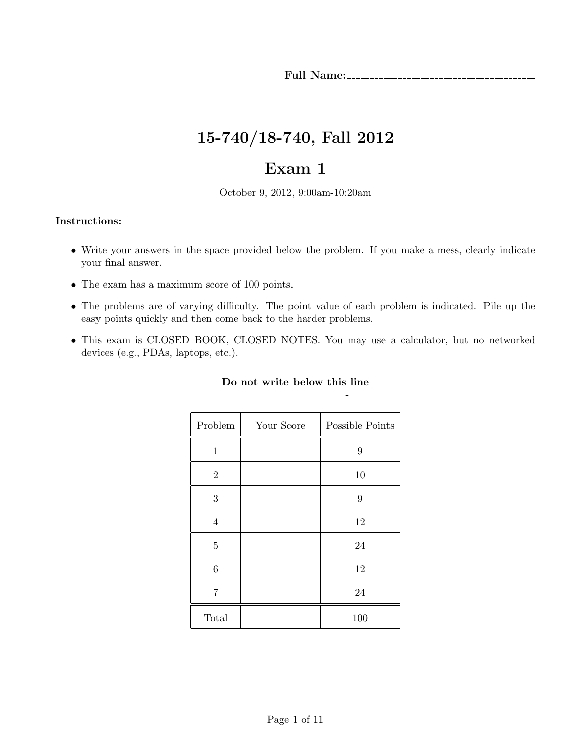**Full Name:**\_\_\_\_\_\_\_\_\_\_\_\_\_\_\_\_\_\_\_\_\_\_\_\_\_\_\_\_\_\_\_\_\_\_\_\_\_\_\_\_

# 15-740/18-740, Fall 2012

# Exam 1

October 9, 2012, 9:00am-10:20am

**Instructions:**

- Write your answers in the space provided below the problem. If you make a mess, clearly indicate your final answer.
- The exam has a maximum score of 100 points.
- The problems are of varying difficulty. The point value of each problem is indicated. Pile up the easy points quickly and then come back to the harder problems.
- This exam is CLOSED BOOK, CLOSED NOTES. You may use a calculator, but no networked devices (e.g., PDAs, laptops, etc.).

**Do not write below this line**

| Problem | Your Score | Possible Points |
|---|---|---|
| 1 | | 9 |
| 2 | | 10 |
| 3 | | 9 |
| 4 | | 12 |
| 5 | | 24 |
| 6 | | 12 |
| 7 | | 24 |
| Total | | 100 |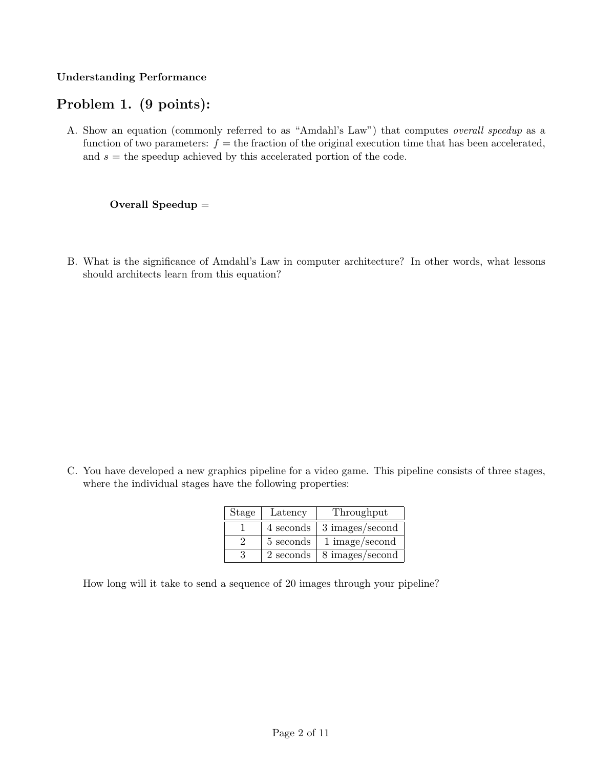**Understanding Performance**

## Problem 1. (9 points):

A. Show an equation (commonly referred to as "Amdahl's Law") that computes *overall speedup* as a function of two parameters: $f$ = the fraction of the original execution time that has been accelerated, and $s$ = the speedup achieved by this accelerated portion of the code.

**Overall Speedup** =

B. What is the significance of Amdahl's Law in computer architecture? In other words, what lessons should architects learn from this equation?

C. You have developed a new graphics pipeline for a video game. This pipeline consists of three stages, where the individual stages have the following properties:

| Stage | Latency | Throughput |
|---|---|---|
| 1 | 4 seconds | 3 images/second |
| 2 | 5 seconds | 1 image/second |
| 3 | 2 seconds | 8 images/second |

How long will it take to send a sequence of 20 images through your pipeline?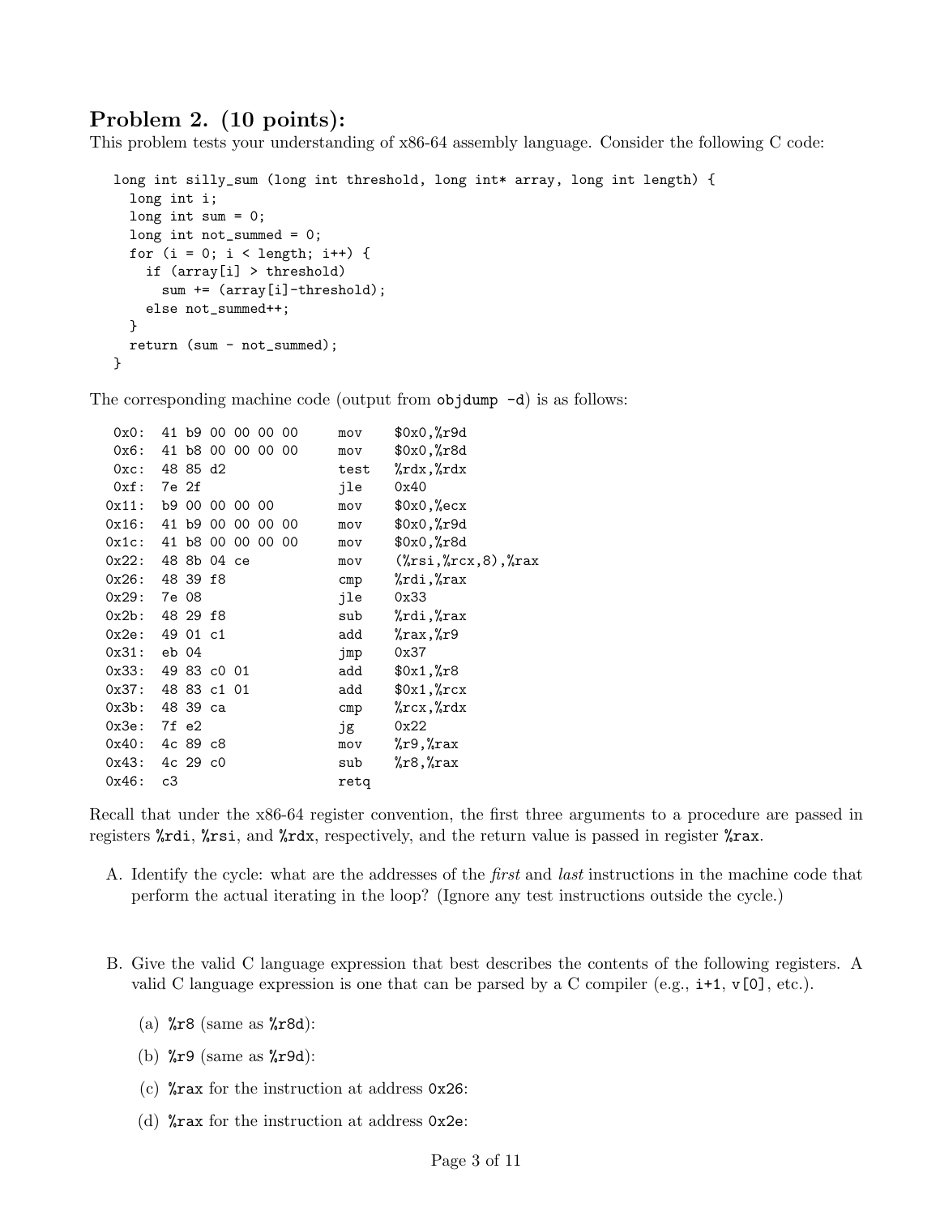## Problem 2. (10 points):

This problem tests your understanding of x86-64 assembly language. Consider the following C code:

```
long int silly_sum (long int threshold, long int* array, long int length) {
  long int i;
  long int sum = 0;
  long int not_summed = 0;
  for (i = 0; i < length; i++) {
    if (array[i] > threshold)
      sum += (array[i]-threshold);
    else not_summed++;
  }
  return (sum - not_summed);
}
```

The corresponding machine code (output from `objdump -d`) is as follows:

```
 0x0:  41 b9 00 00 00 00      mov     $0x0,%r9d
 0x6:  41 b8 00 00 00 00      mov     $0x0,%r8d
 0xc:  48 85 d2               test    %rdx,%rdx
 0xf:  7e 2f                  jle     0x40
0x11:  b9 00 00 00 00         mov     $0x0,%ecx
0x16:  41 b9 00 00 00 00      mov     $0x0,%r9d
0x1c:  41 b8 00 00 00 00      mov     $0x0,%r8d
0x22:  48 8b 04 ce            mov     (%rsi,%rcx,8),%rax
0x26:  48 39 f8               cmp     %rdi,%rax
0x29:  7e 08                  jle     0x33
0x2b:  48 29 f8               sub     %rdi,%rax
0x2e:  49 01 c1               add     %rax,%r9
0x31:  eb 04                  jmp     0x37
0x33:  49 83 c0 01            add     $0x1,%r8
0x37:  48 83 c1 01            add     $0x1,%rcx
0x3b:  48 39 ca               cmp     %rcx,%rdx
0x3e:  7f e2                  jg      0x22
0x40:  4c 89 c8               mov     %r9,%rax
0x43:  4c 29 c0               sub     %r8,%rax
0x46:  c3                     retq
```

Recall that under the x86-64 register convention, the first three arguments to a procedure are passed in registers `%rdi`, `%rsi`, and `%rdx`, respectively, and the return value is passed in register `%rax`.

A. Identify the cycle: what are the addresses of the *first* and *last* instructions in the machine code that perform the actual iterating in the loop? (Ignore any test instructions outside the cycle.)

B. Give the valid C language expression that best describes the contents of the following registers. A valid C language expression is one that can be parsed by a C compiler (e.g., `i+1`, `v[0]`, etc.).

   (a) `%r8` (same as `%r8d`):

   (b) `%r9` (same as `%r9d`):

   (c) `%rax` for the instruction at address `0x26`:

   (d) `%rax` for the instruction at address `0x2e`: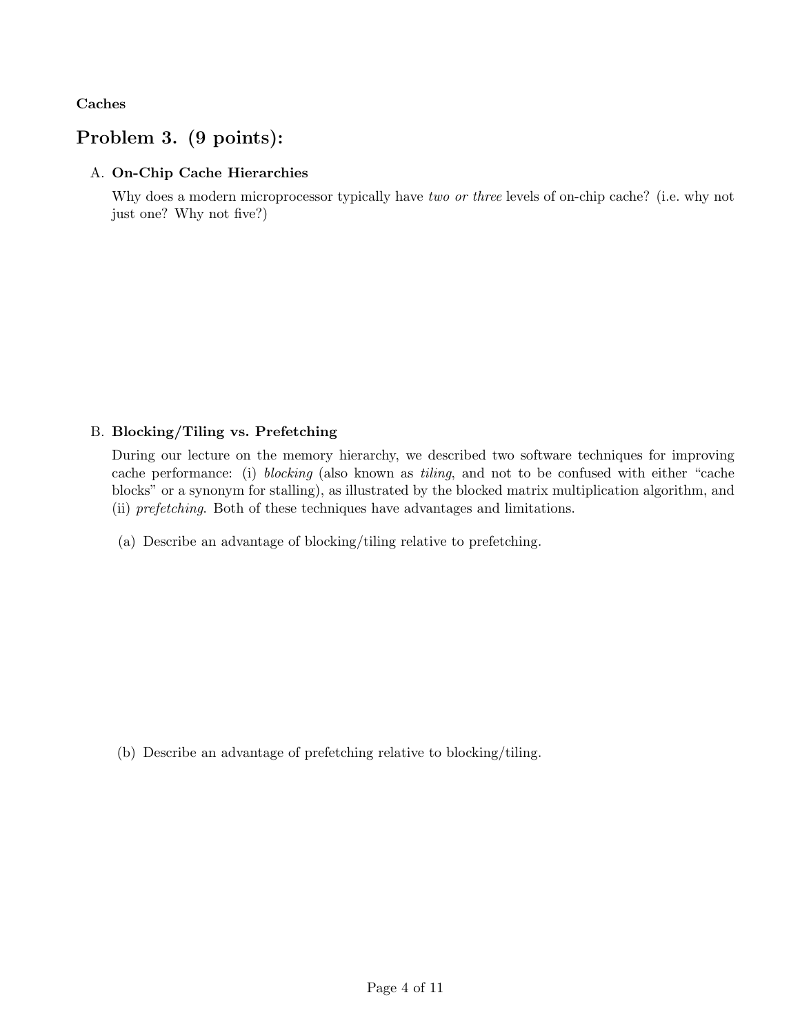**Caches**

# Problem 3. (9 points):

A. **On-Chip Cache Hierarchies**

Why does a modern microprocessor typically have *two or three* levels of on-chip cache? (i.e. why not just one? Why not five?)

B. **Blocking/Tiling vs. Prefetching**

During our lecture on the memory hierarchy, we described two software techniques for improving cache performance: (i) *blocking* (also known as *tiling*, and not to be confused with either "cache blocks" or a synonym for stalling), as illustrated by the blocked matrix multiplication algorithm, and (ii) *prefetching*. Both of these techniques have advantages and limitations.

(a) Describe an advantage of blocking/tiling relative to prefetching.

(b) Describe an advantage of prefetching relative to blocking/tiling.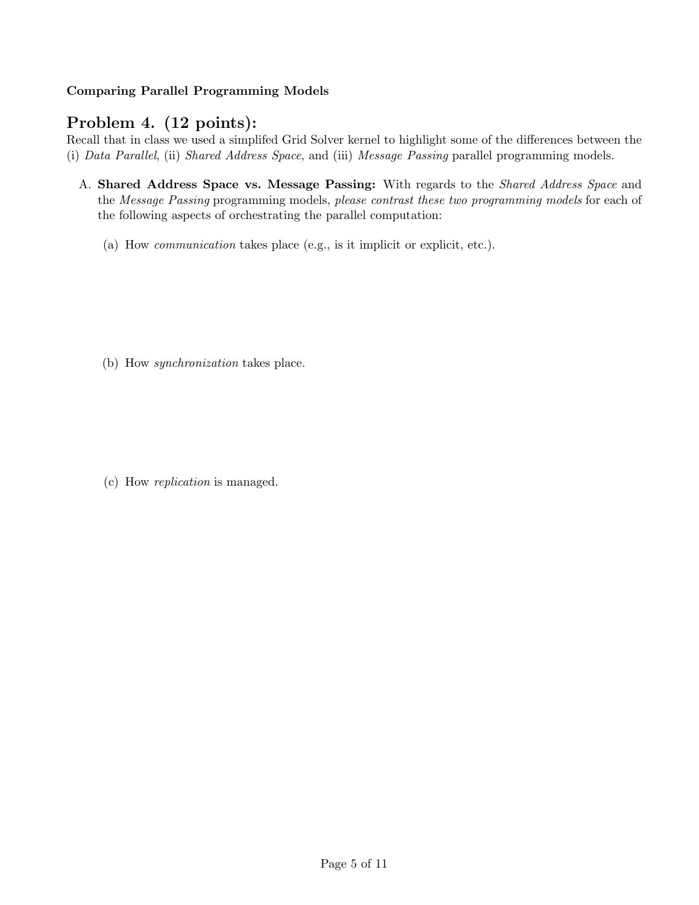**Comparing Parallel Programming Models**

## Problem 4. (12 points):

Recall that in class we used a simplifed Grid Solver kernel to highlight some of the differences between the (i) *Data Parallel*, (ii) *Shared Address Space*, and (iii) *Message Passing* parallel programming models.

A. **Shared Address Space vs. Message Passing:** With regards to the *Shared Address Space* and the *Message Passing* programming models, *please contrast these two programming models* for each of the following aspects of orchestrating the parallel computation:

   (a) How *communication* takes place (e.g., is it implicit or explicit, etc.).

   (b) How *synchronization* takes place.

   (c) How *replication* is managed.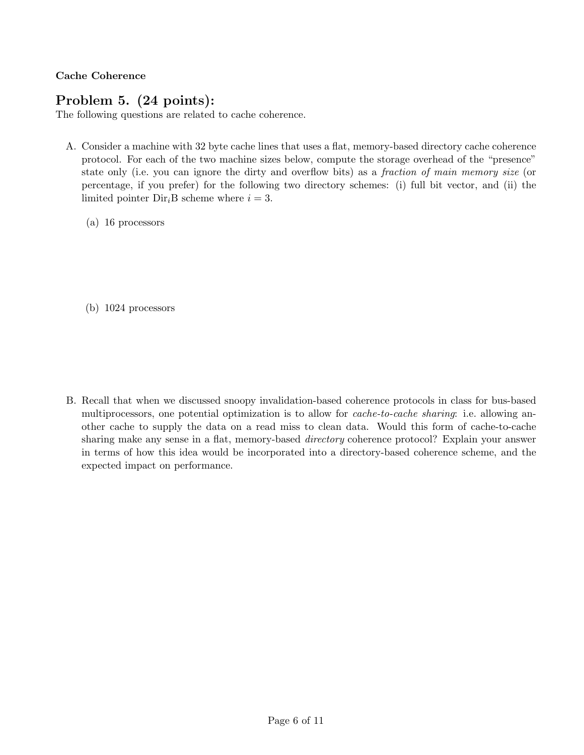**Cache Coherence**

# Problem 5. (24 points):

The following questions are related to cache coherence.

A. Consider a machine with 32 byte cache lines that uses a flat, memory-based directory cache coherence protocol. For each of the two machine sizes below, compute the storage overhead of the "presence" state only (i.e. you can ignore the dirty and overflow bits) as a *fraction of main memory size* (or percentage, if you prefer) for the following two directory schemes: (i) full bit vector, and (ii) the limited pointer $\text{Dir}_i\text{B}$ scheme where $i = 3$.

(a) 16 processors

(b) 1024 processors

B. Recall that when we discussed snoopy invalidation-based coherence protocols in class for bus-based multiprocessors, one potential optimization is to allow for *cache-to-cache sharing*: i.e. allowing another cache to supply the data on a read miss to clean data. Would this form of cache-to-cache sharing make any sense in a flat, memory-based *directory* coherence protocol? Explain your answer in terms of how this idea would be incorporated into a directory-based coherence scheme, and the expected impact on performance.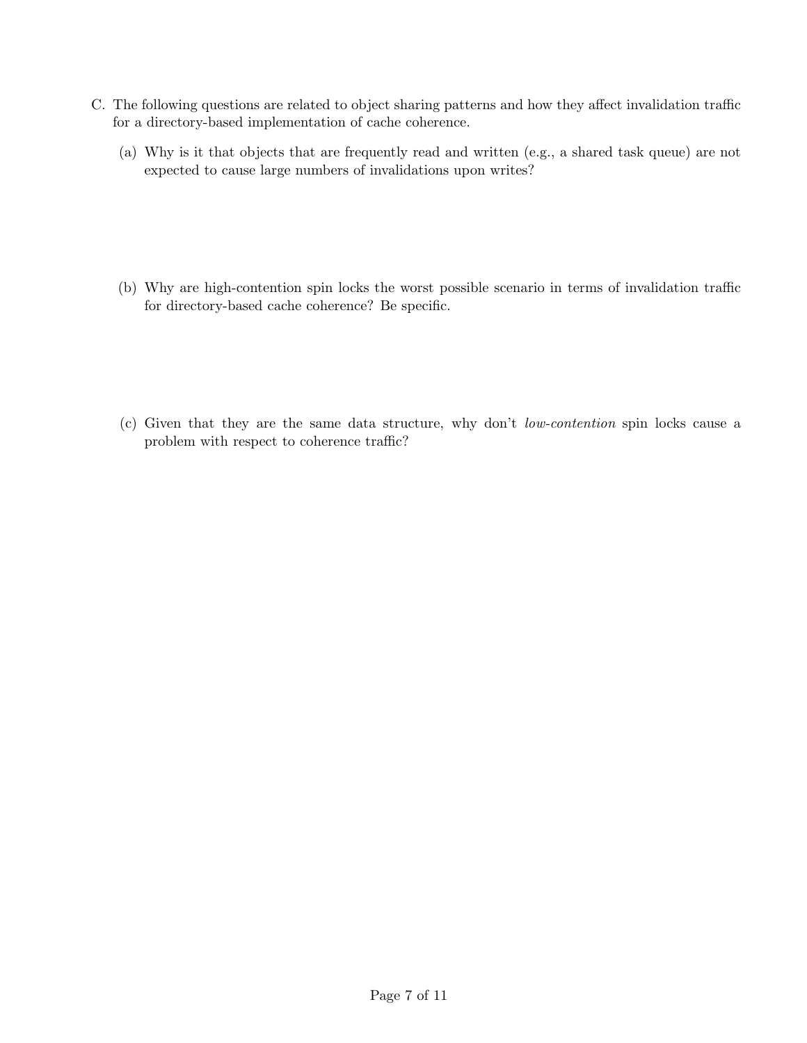C. The following questions are related to object sharing patterns and how they affect invalidation traffic for a directory-based implementation of cache coherence.

   (a) Why is it that objects that are frequently read and written (e.g., a shared task queue) are not expected to cause large numbers of invalidations upon writes?

   (b) Why are high-contention spin locks the worst possible scenario in terms of invalidation traffic for directory-based cache coherence? Be specific.

   (c) Given that they are the same data structure, why don't *low-contention* spin locks cause a problem with respect to coherence traffic?